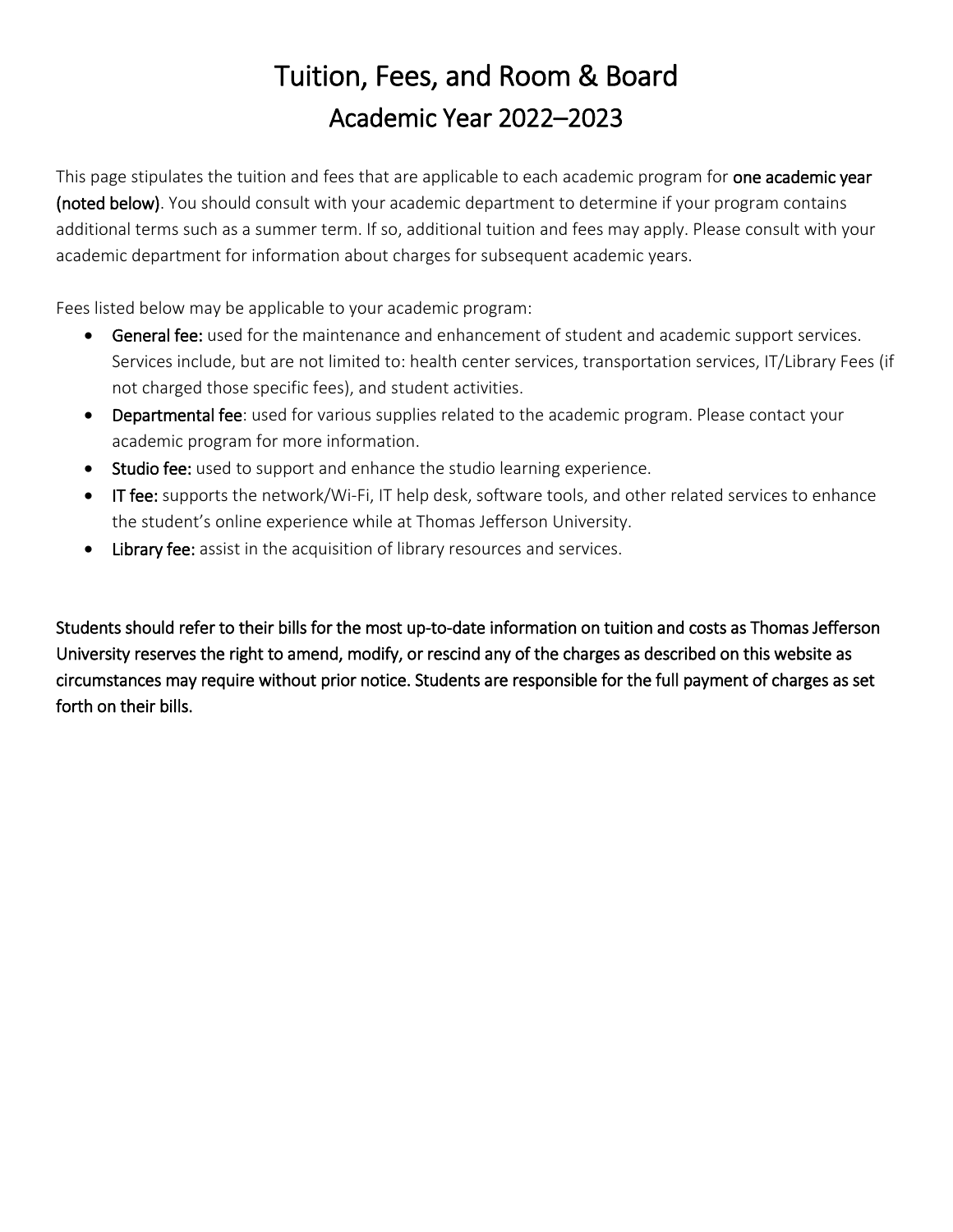# Tuition, Fees, and Room & Board
## Academic Year 2022–2023

This page stipulates the tuition and fees that are applicable to each academic program for **one academic year (noted below)**. You should consult with your academic department to determine if your program contains additional terms such as a summer term. If so, additional tuition and fees may apply. Please consult with your academic department for information about charges for subsequent academic years.

Fees listed below may be applicable to your academic program:

- **General fee:** used for the maintenance and enhancement of student and academic support services. Services include, but are not limited to: health center services, transportation services, IT/Library Fees (if not charged those specific fees), and student activities.
- **Departmental fee**: used for various supplies related to the academic program. Please contact your academic program for more information.
- **Studio fee:** used to support and enhance the studio learning experience.
- **IT fee:** supports the network/Wi-Fi, IT help desk, software tools, and other related services to enhance the student's online experience while at Thomas Jefferson University.
- **Library fee:** assist in the acquisition of library resources and services.

**Students should refer to their bills for the most up-to-date information on tuition and costs as Thomas Jefferson University reserves the right to amend, modify, or rescind any of the charges as described on this website as circumstances may require without prior notice. Students are responsible for the full payment of charges as set forth on their bills.**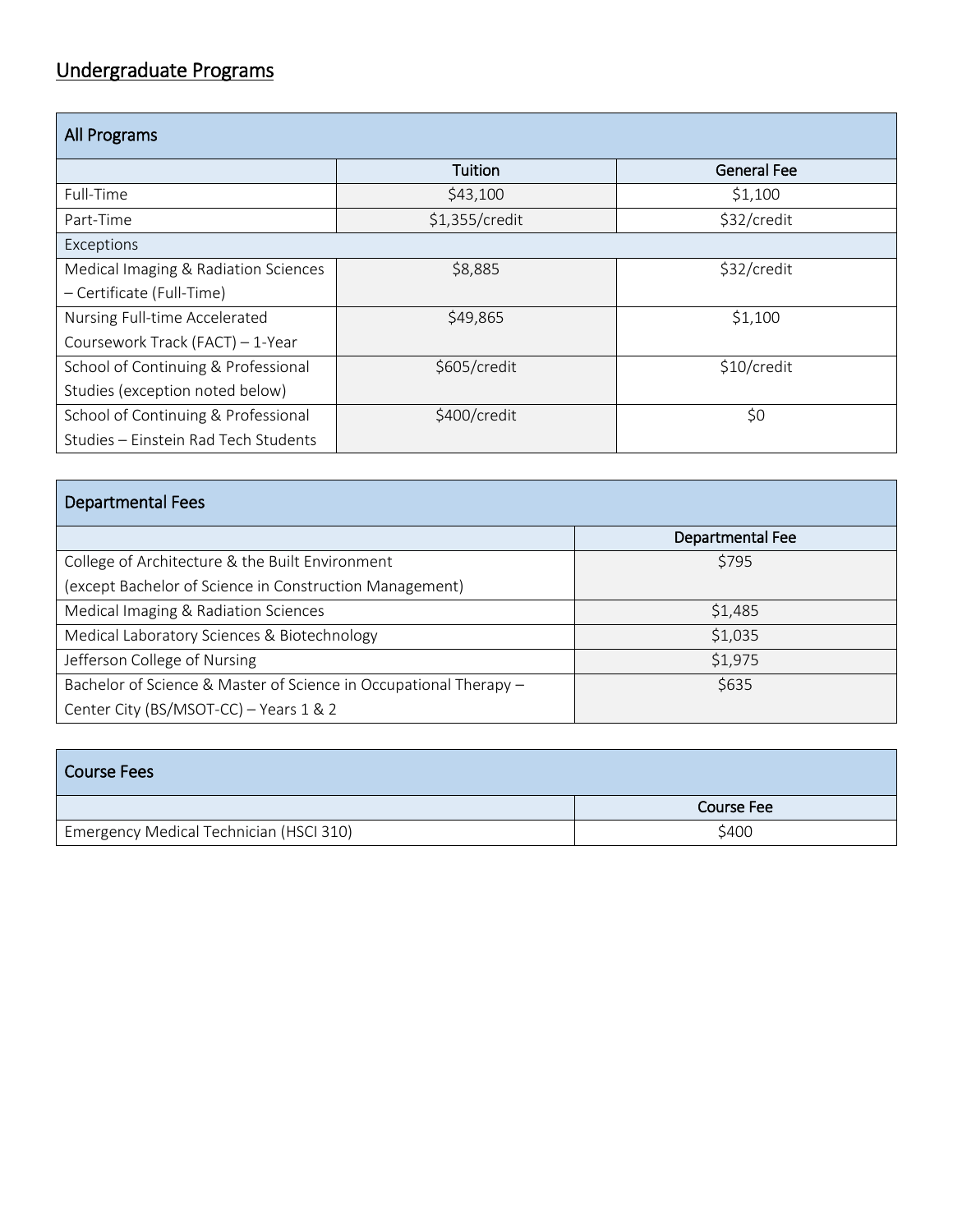## Undergraduate Programs

| All Programs | | |
|---|---|---|
| | Tuition | General Fee |
| Full-Time | $43,100 | $1,100 |
| Part-Time | $1,355/credit | $32/credit |
| Exceptions | | |
| Medical Imaging & Radiation Sciences – Certificate (Full-Time) | $8,885 | $32/credit |
| Nursing Full-time Accelerated Coursework Track (FACT) – 1-Year | $49,865 | $1,100 |
| School of Continuing & Professional Studies (exception noted below) | $605/credit | $10/credit |
| School of Continuing & Professional Studies – Einstein Rad Tech Students | $400/credit | $0 |

| Departmental Fees | |
|---|---|
| | Departmental Fee |
| College of Architecture & the Built Environment (except Bachelor of Science in Construction Management) | $795 |
| Medical Imaging & Radiation Sciences | $1,485 |
| Medical Laboratory Sciences & Biotechnology | $1,035 |
| Jefferson College of Nursing | $1,975 |
| Bachelor of Science & Master of Science in Occupational Therapy – Center City (BS/MSOT-CC) – Years 1 & 2 | $635 |

| Course Fees | |
|---|---|
| | Course Fee |
| Emergency Medical Technician (HSCI 310) | $400 |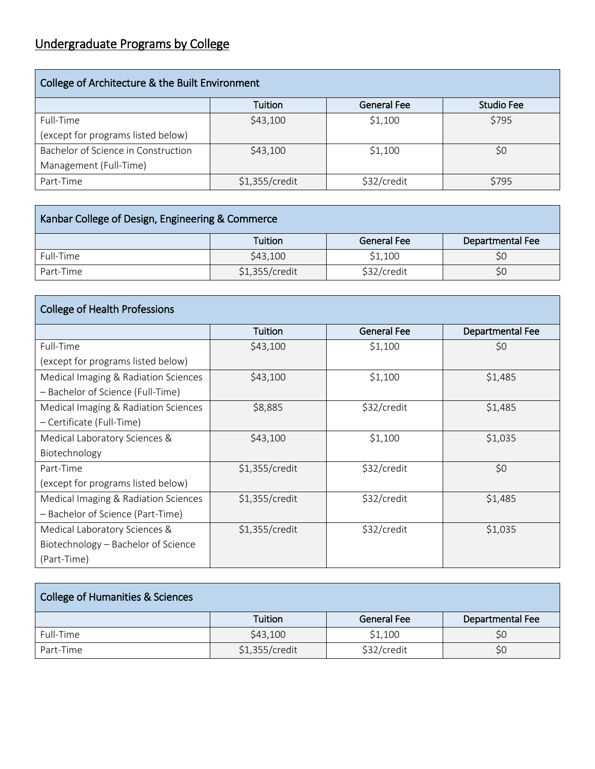## Undergraduate Programs by College

| College of Architecture & the Built Environment | | | |
|---|---|---|---|
| | Tuition | General Fee | Studio Fee |
| Full-Time (except for programs listed below) | $43,100 | $1,100 | $795 |
| Bachelor of Science in Construction Management (Full-Time) | $43,100 | $1,100 | $0 |
| Part-Time | $1,355/credit | $32/credit | $795 |

| Kanbar College of Design, Engineering & Commerce | | | |
|---|---|---|---|
| | Tuition | General Fee | Departmental Fee |
| Full-Time | $43,100 | $1,100 | $0 |
| Part-Time | $1,355/credit | $32/credit | $0 |

| College of Health Professions | | | |
|---|---|---|---|
| | Tuition | General Fee | Departmental Fee |
| Full-Time (except for programs listed below) | $43,100 | $1,100 | $0 |
| Medical Imaging & Radiation Sciences – Bachelor of Science (Full-Time) | $43,100 | $1,100 | $1,485 |
| Medical Imaging & Radiation Sciences – Certificate (Full-Time) | $8,885 | $32/credit | $1,485 |
| Medical Laboratory Sciences & Biotechnology | $43,100 | $1,100 | $1,035 |
| Part-Time (except for programs listed below) | $1,355/credit | $32/credit | $0 |
| Medical Imaging & Radiation Sciences – Bachelor of Science (Part-Time) | $1,355/credit | $32/credit | $1,485 |
| Medical Laboratory Sciences & Biotechnology – Bachelor of Science (Part-Time) | $1,355/credit | $32/credit | $1,035 |

| College of Humanities & Sciences | | | |
|---|---|---|---|
| | Tuition | General Fee | Departmental Fee |
| Full-Time | $43,100 | $1,100 | $0 |
| Part-Time | $1,355/credit | $32/credit | $0 |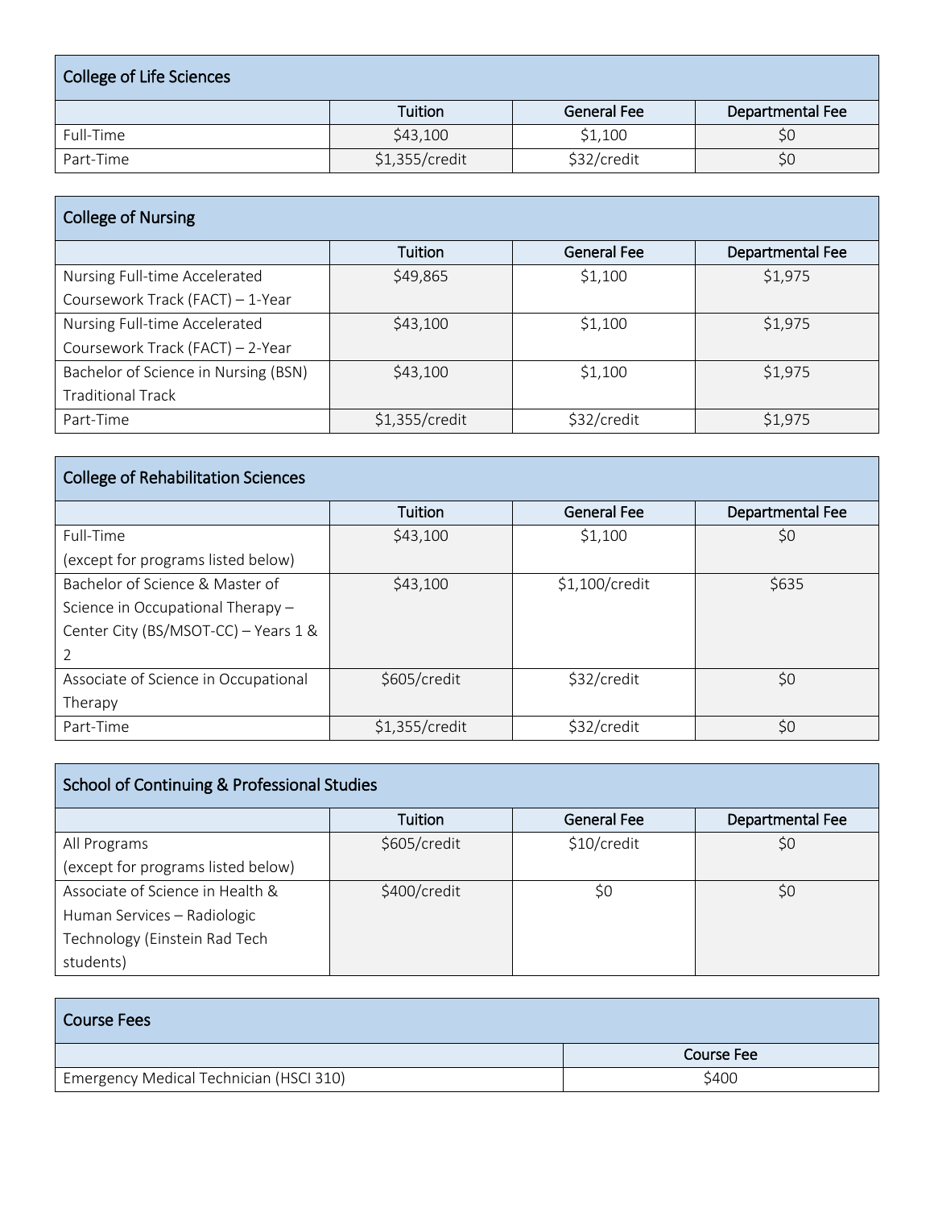| College of Life Sciences | | | |
|---|---|---|---|
| | Tuition | General Fee | Departmental Fee |
| Full-Time | $43,100 | $1,100 | $0 |
| Part-Time | $1,355/credit | $32/credit | $0 |

| College of Nursing | | | |
|---|---|---|---|
| | Tuition | General Fee | Departmental Fee |
| Nursing Full-time Accelerated Coursework Track (FACT) – 1-Year | $49,865 | $1,100 | $1,975 |
| Nursing Full-time Accelerated Coursework Track (FACT) – 2-Year | $43,100 | $1,100 | $1,975 |
| Bachelor of Science in Nursing (BSN) Traditional Track | $43,100 | $1,100 | $1,975 |
| Part-Time | $1,355/credit | $32/credit | $1,975 |

| College of Rehabilitation Sciences | | | |
|---|---|---|---|
| | Tuition | General Fee | Departmental Fee |
| Full-Time (except for programs listed below) | $43,100 | $1,100 | $0 |
| Bachelor of Science & Master of Science in Occupational Therapy – Center City (BS/MSOT-CC) – Years 1 & 2 | $43,100 | $1,100/credit | $635 |
| Associate of Science in Occupational Therapy | $605/credit | $32/credit | $0 |
| Part-Time | $1,355/credit | $32/credit | $0 |

| School of Continuing & Professional Studies | | | |
|---|---|---|---|
| | Tuition | General Fee | Departmental Fee |
| All Programs (except for programs listed below) | $605/credit | $10/credit | $0 |
| Associate of Science in Health & Human Services – Radiologic Technology (Einstein Rad Tech students) | $400/credit | $0 | $0 |

| Course Fees | |
|---|---|
| | Course Fee |
| Emergency Medical Technician (HSCI 310) | $400 |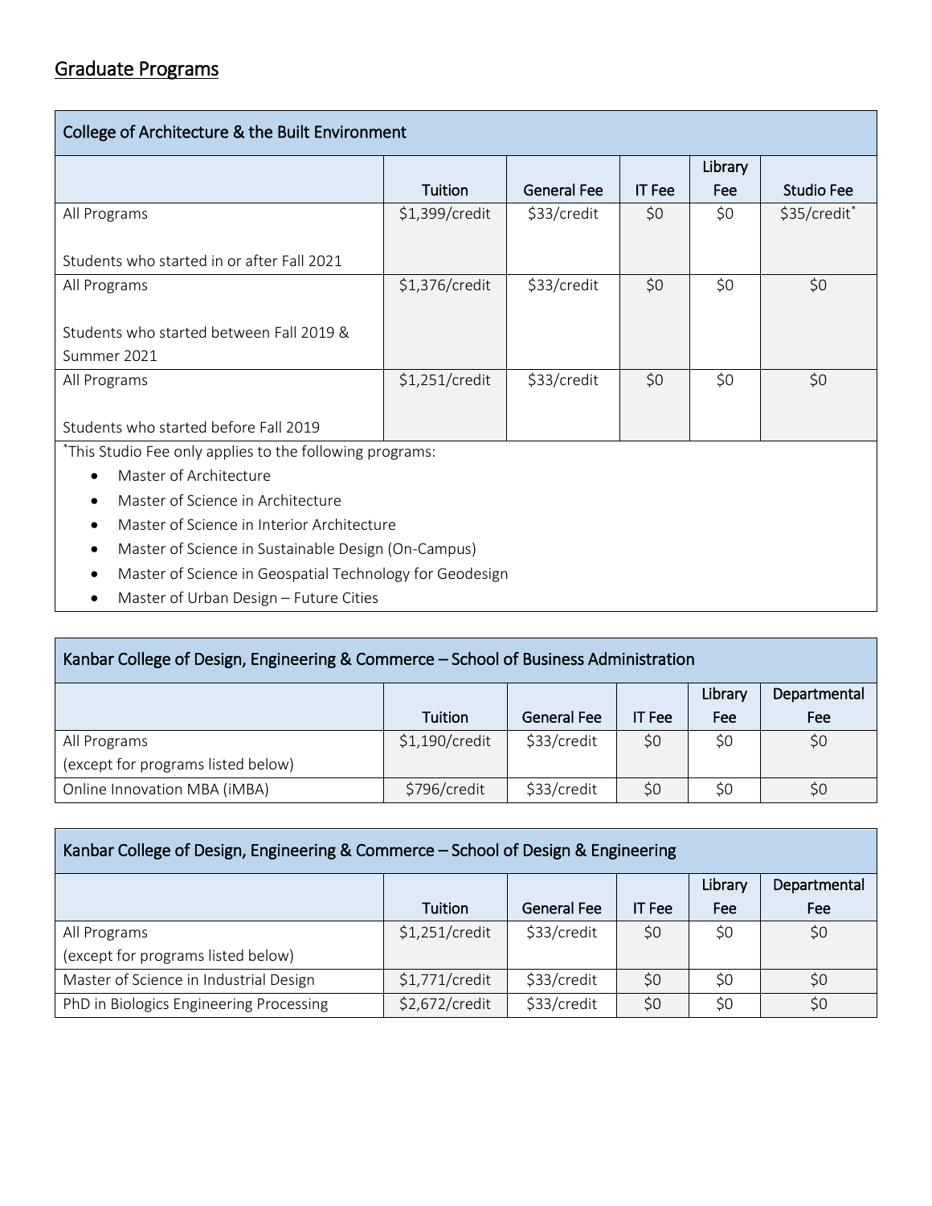## Graduate Programs

| College of Architecture & the Built Environment | | | | | |
|---|---|---|---|---|---|
| | Tuition | General Fee | IT Fee | Library Fee | Studio Fee |
| All Programs<br><br>Students who started in or after Fall 2021 | $1,399/credit | $33/credit | $0 | $0 | $35/credit* |
| All Programs<br><br>Students who started between Fall 2019 & Summer 2021 | $1,376/credit | $33/credit | $0 | $0 | $0 |
| All Programs<br><br>Students who started before Fall 2019 | $1,251/credit | $33/credit | $0 | $0 | $0 |

*This Studio Fee only applies to the following programs:

- Master of Architecture
- Master of Science in Architecture
- Master of Science in Interior Architecture
- Master of Science in Sustainable Design (On-Campus)
- Master of Science in Geospatial Technology for Geodesign
- Master of Urban Design – Future Cities

| Kanbar College of Design, Engineering & Commerce – School of Business Administration | | | | | |
|---|---|---|---|---|---|
| | Tuition | General Fee | IT Fee | Library Fee | Departmental Fee |
| All Programs<br>(except for programs listed below) | $1,190/credit | $33/credit | $0 | $0 | $0 |
| Online Innovation MBA (iMBA) | $796/credit | $33/credit | $0 | $0 | $0 |

| Kanbar College of Design, Engineering & Commerce – School of Design & Engineering | | | | | |
|---|---|---|---|---|---|
| | Tuition | General Fee | IT Fee | Library Fee | Departmental Fee |
| All Programs<br>(except for programs listed below) | $1,251/credit | $33/credit | $0 | $0 | $0 |
| Master of Science in Industrial Design | $1,771/credit | $33/credit | $0 | $0 | $0 |
| PhD in Biologics Engineering Processing | $2,672/credit | $33/credit | $0 | $0 | $0 |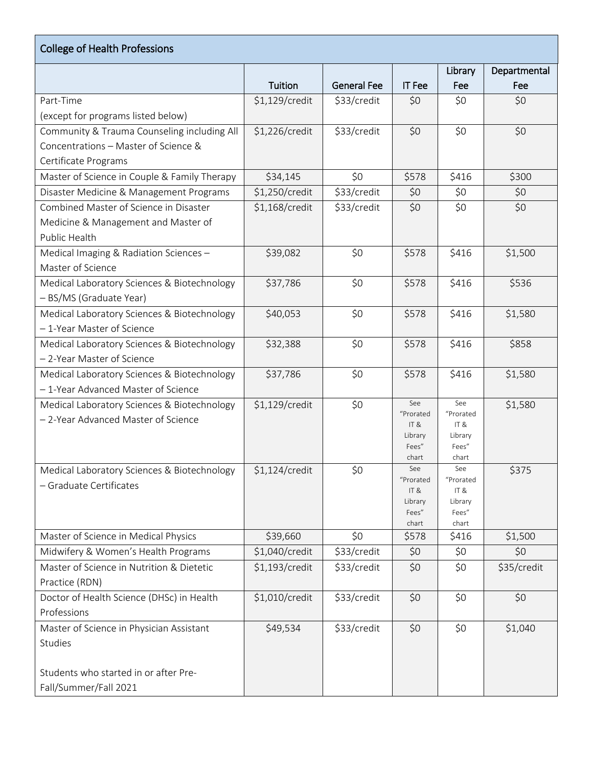## College of Health Professions

| | Tuition | General Fee | IT Fee | Library Fee | Departmental Fee |
|---|---|---|---|---|---|
| Part-Time (except for programs listed below) | $1,129/credit | $33/credit | $0 | $0 | $0 |
| Community & Trauma Counseling including All Concentrations – Master of Science & Certificate Programs | $1,226/credit | $33/credit | $0 | $0 | $0 |
| Master of Science in Couple & Family Therapy | $34,145 | $0 | $578 | $416 | $300 |
| Disaster Medicine & Management Programs | $1,250/credit | $33/credit | $0 | $0 | $0 |
| Combined Master of Science in Disaster Medicine & Management and Master of Public Health | $1,168/credit | $33/credit | $0 | $0 | $0 |
| Medical Imaging & Radiation Sciences – Master of Science | $39,082 | $0 | $578 | $416 | $1,500 |
| Medical Laboratory Sciences & Biotechnology – BS/MS (Graduate Year) | $37,786 | $0 | $578 | $416 | $536 |
| Medical Laboratory Sciences & Biotechnology – 1-Year Master of Science | $40,053 | $0 | $578 | $416 | $1,580 |
| Medical Laboratory Sciences & Biotechnology – 2-Year Master of Science | $32,388 | $0 | $578 | $416 | $858 |
| Medical Laboratory Sciences & Biotechnology – 1-Year Advanced Master of Science | $37,786 | $0 | $578 | $416 | $1,580 |
| Medical Laboratory Sciences & Biotechnology – 2-Year Advanced Master of Science | $1,129/credit | $0 | See "Prorated IT & Library Fees" chart | See "Prorated IT & Library Fees" chart | $1,580 |
| Medical Laboratory Sciences & Biotechnology – Graduate Certificates | $1,124/credit | $0 | See "Prorated IT & Library Fees" chart | See "Prorated IT & Library Fees" chart | $375 |
| Master of Science in Medical Physics | $39,660 | $0 | $578 | $416 | $1,500 |
| Midwifery & Women's Health Programs | $1,040/credit | $33/credit | $0 | $0 | $0 |
| Master of Science in Nutrition & Dietetic Practice (RDN) | $1,193/credit | $33/credit | $0 | $0 | $35/credit |
| Doctor of Health Science (DHSc) in Health Professions | $1,010/credit | $33/credit | $0 | $0 | $0 |
| Master of Science in Physician Assistant Studies<br><br>Students who started in or after Pre-Fall/Summer/Fall 2021 | $49,534 | $33/credit | $0 | $0 | $1,040 |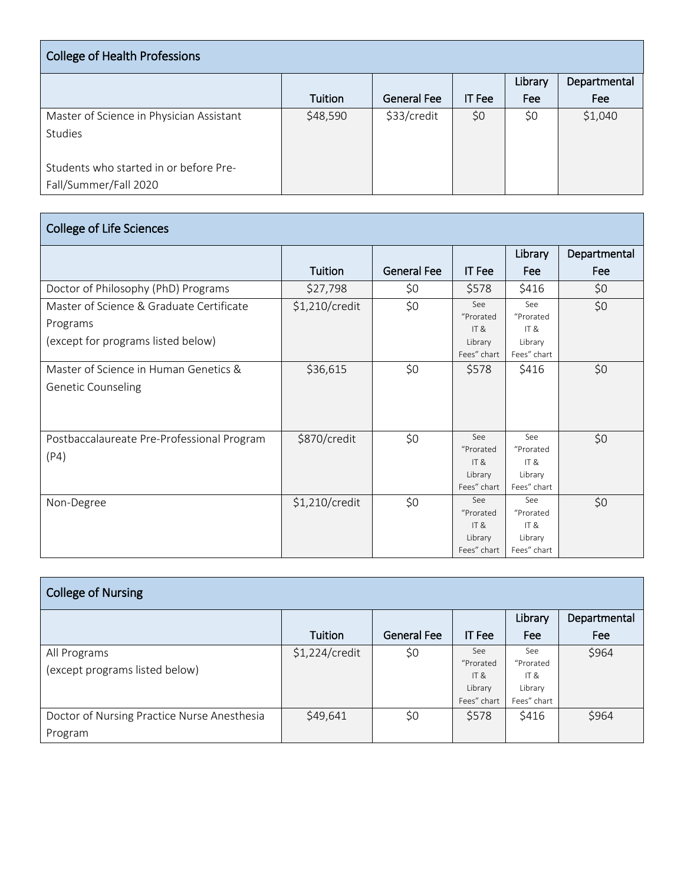## College of Health Professions

| | Tuition | General Fee | IT Fee | Library Fee | Departmental Fee |
|---|---|---|---|---|---|
| Master of Science in Physician Assistant Studies<br><br>Students who started in or before Pre-Fall/Summer/Fall 2020 | $48,590 | $33/credit | $0 | $0 | $1,040 |

## College of Life Sciences

| | Tuition | General Fee | IT Fee | Library Fee | Departmental Fee |
|---|---|---|---|---|---|
| Doctor of Philosophy (PhD) Programs | $27,798 | $0 | $578 | $416 | $0 |
| Master of Science & Graduate Certificate Programs<br>(except for programs listed below) | $1,210/credit | $0 | See "Prorated IT & Library Fees" chart | See "Prorated IT & Library Fees" chart | $0 |
| Master of Science in Human Genetics & Genetic Counseling | $36,615 | $0 | $578 | $416 | $0 |
| Postbaccalaureate Pre-Professional Program (P4) | $870/credit | $0 | See "Prorated IT & Library Fees" chart | See "Prorated IT & Library Fees" chart | $0 |
| Non-Degree | $1,210/credit | $0 | See "Prorated IT & Library Fees" chart | See "Prorated IT & Library Fees" chart | $0 |

## College of Nursing

| | Tuition | General Fee | IT Fee | Library Fee | Departmental Fee |
|---|---|---|---|---|---|
| All Programs<br>(except programs listed below) | $1,224/credit | $0 | See "Prorated IT & Library Fees" chart | See "Prorated IT & Library Fees" chart | $964 |
| Doctor of Nursing Practice Nurse Anesthesia Program | $49,641 | $0 | $578 | $416 | $964 |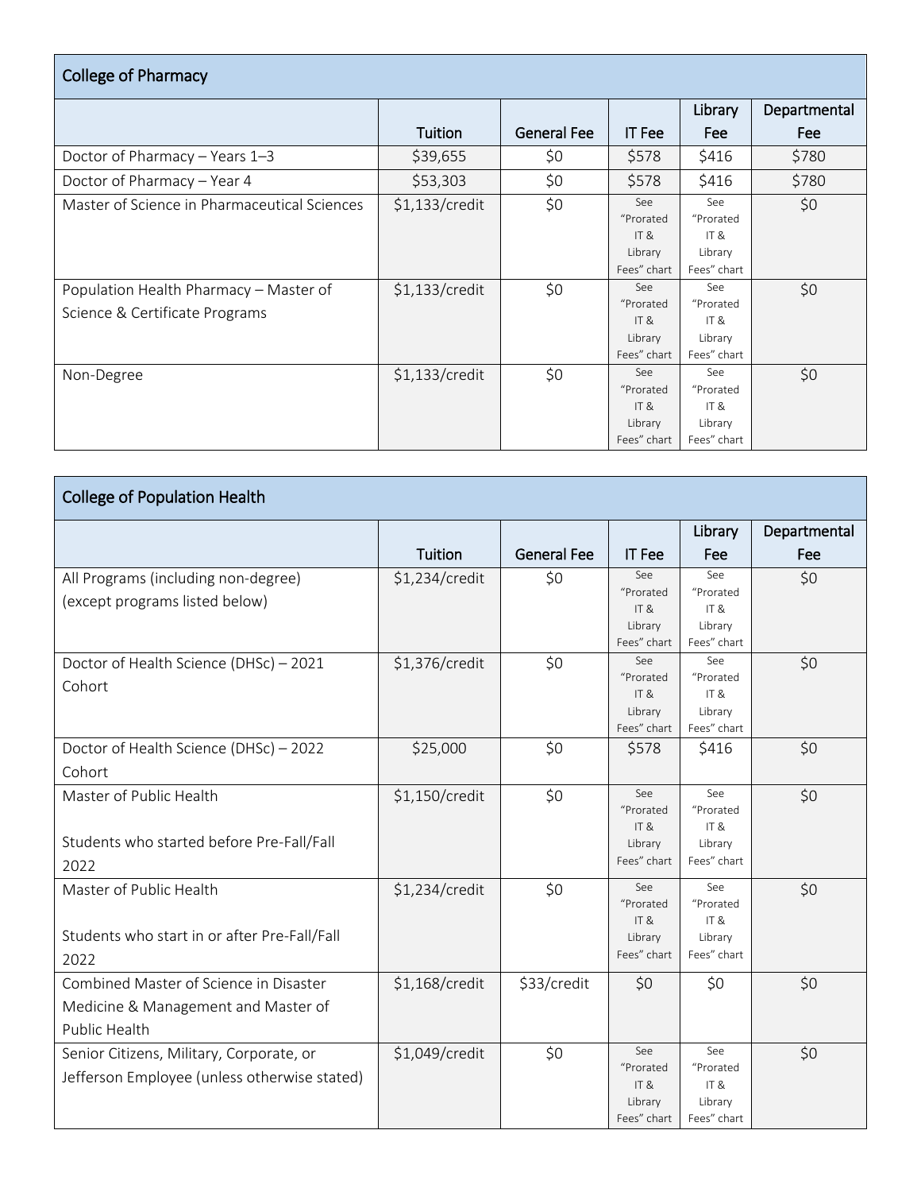## College of Pharmacy

| | Tuition | General Fee | IT Fee | Library Fee | Departmental Fee |
|---|---|---|---|---|---|
| Doctor of Pharmacy – Years 1–3 | $39,655 | $0 | $578 | $416 | $780 |
| Doctor of Pharmacy – Year 4 | $53,303 | $0 | $578 | $416 | $780 |
| Master of Science in Pharmaceutical Sciences | $1,133/credit | $0 | See "Prorated IT & Library Fees" chart | See "Prorated IT & Library Fees" chart | $0 |
| Population Health Pharmacy – Master of Science & Certificate Programs | $1,133/credit | $0 | See "Prorated IT & Library Fees" chart | See "Prorated IT & Library Fees" chart | $0 |
| Non-Degree | $1,133/credit | $0 | See "Prorated IT & Library Fees" chart | See "Prorated IT & Library Fees" chart | $0 |

## College of Population Health

| | Tuition | General Fee | IT Fee | Library Fee | Departmental Fee |
|---|---|---|---|---|---|
| All Programs (including non-degree) (except programs listed below) | $1,234/credit | $0 | See "Prorated IT & Library Fees" chart | See "Prorated IT & Library Fees" chart | $0 |
| Doctor of Health Science (DHSc) – 2021 Cohort | $1,376/credit | $0 | See "Prorated IT & Library Fees" chart | See "Prorated IT & Library Fees" chart | $0 |
| Doctor of Health Science (DHSc) – 2022 Cohort | $25,000 | $0 | $578 | $416 | $0 |
| Master of Public Health<br><br>Students who started before Pre-Fall/Fall 2022 | $1,150/credit | $0 | See "Prorated IT & Library Fees" chart | See "Prorated IT & Library Fees" chart | $0 |
| Master of Public Health<br><br>Students who start in or after Pre-Fall/Fall 2022 | $1,234/credit | $0 | See "Prorated IT & Library Fees" chart | See "Prorated IT & Library Fees" chart | $0 |
| Combined Master of Science in Disaster Medicine & Management and Master of Public Health | $1,168/credit | $33/credit | $0 | $0 | $0 |
| Senior Citizens, Military, Corporate, or Jefferson Employee (unless otherwise stated) | $1,049/credit | $0 | See "Prorated IT & Library Fees" chart | See "Prorated IT & Library Fees" chart | $0 |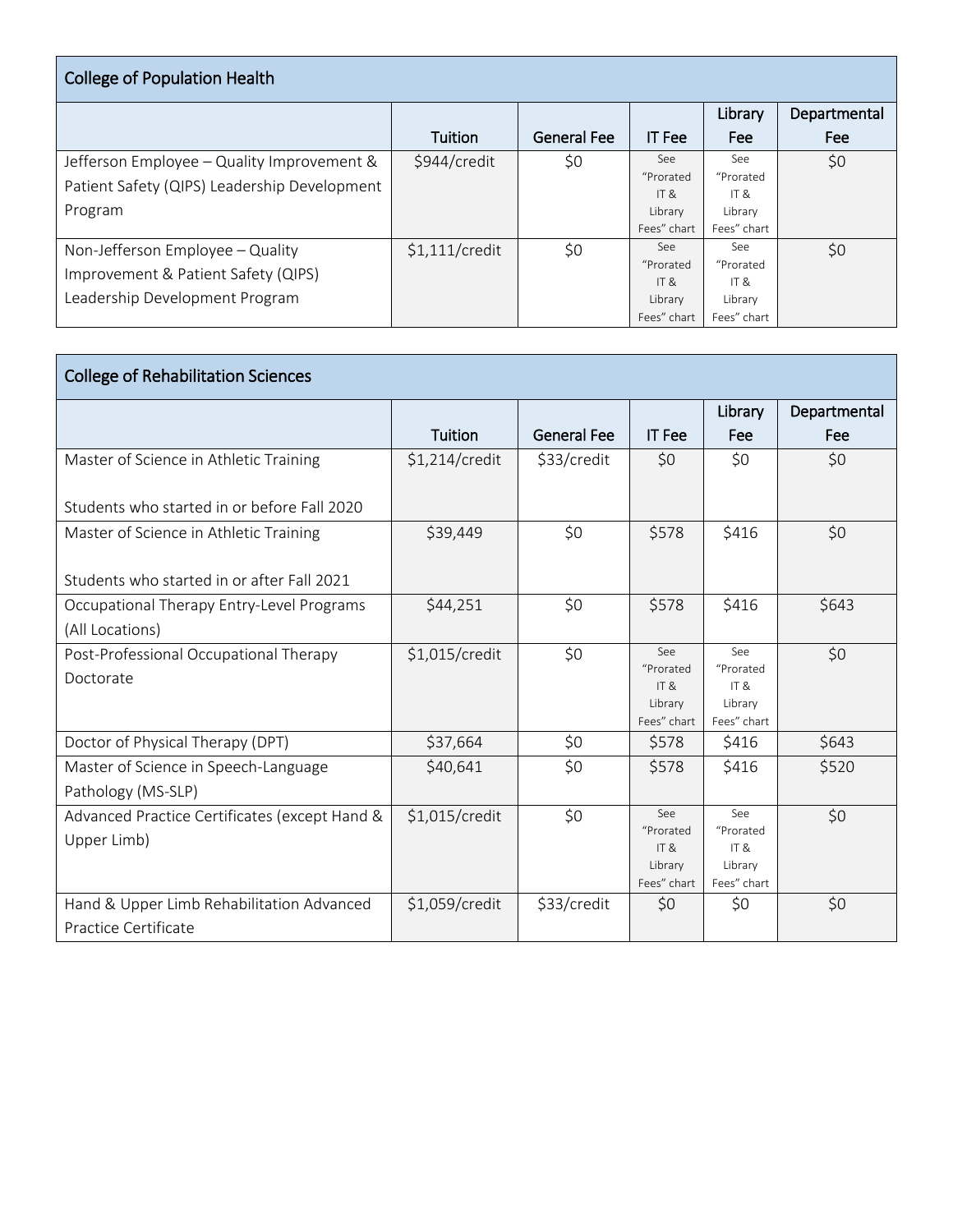| College of Population Health | | | | | |
|---|---|---|---|---|---|
| | Tuition | General Fee | IT Fee | Library Fee | Departmental Fee |
| Jefferson Employee – Quality Improvement & Patient Safety (QIPS) Leadership Development Program | $944/credit | $0 | See "Prorated IT & Library Fees" chart | See "Prorated IT & Library Fees" chart | $0 |
| Non-Jefferson Employee – Quality Improvement & Patient Safety (QIPS) Leadership Development Program | $1,111/credit | $0 | See "Prorated IT & Library Fees" chart | See "Prorated IT & Library Fees" chart | $0 |

| College of Rehabilitation Sciences | | | | | |
|---|---|---|---|---|---|
| | Tuition | General Fee | IT Fee | Library Fee | Departmental Fee |
| Master of Science in Athletic Training<br><br>Students who started in or before Fall 2020 | $1,214/credit | $33/credit | $0 | $0 | $0 |
| Master of Science in Athletic Training<br><br>Students who started in or after Fall 2021 | $39,449 | $0 | $578 | $416 | $0 |
| Occupational Therapy Entry-Level Programs (All Locations) | $44,251 | $0 | $578 | $416 | $643 |
| Post-Professional Occupational Therapy Doctorate | $1,015/credit | $0 | See "Prorated IT & Library Fees" chart | See "Prorated IT & Library Fees" chart | $0 |
| Doctor of Physical Therapy (DPT) | $37,664 | $0 | $578 | $416 | $643 |
| Master of Science in Speech-Language Pathology (MS-SLP) | $40,641 | $0 | $578 | $416 | $520 |
| Advanced Practice Certificates (except Hand & Upper Limb) | $1,015/credit | $0 | See "Prorated IT & Library Fees" chart | See "Prorated IT & Library Fees" chart | $0 |
| Hand & Upper Limb Rehabilitation Advanced Practice Certificate | $1,059/credit | $33/credit | $0 | $0 | $0 |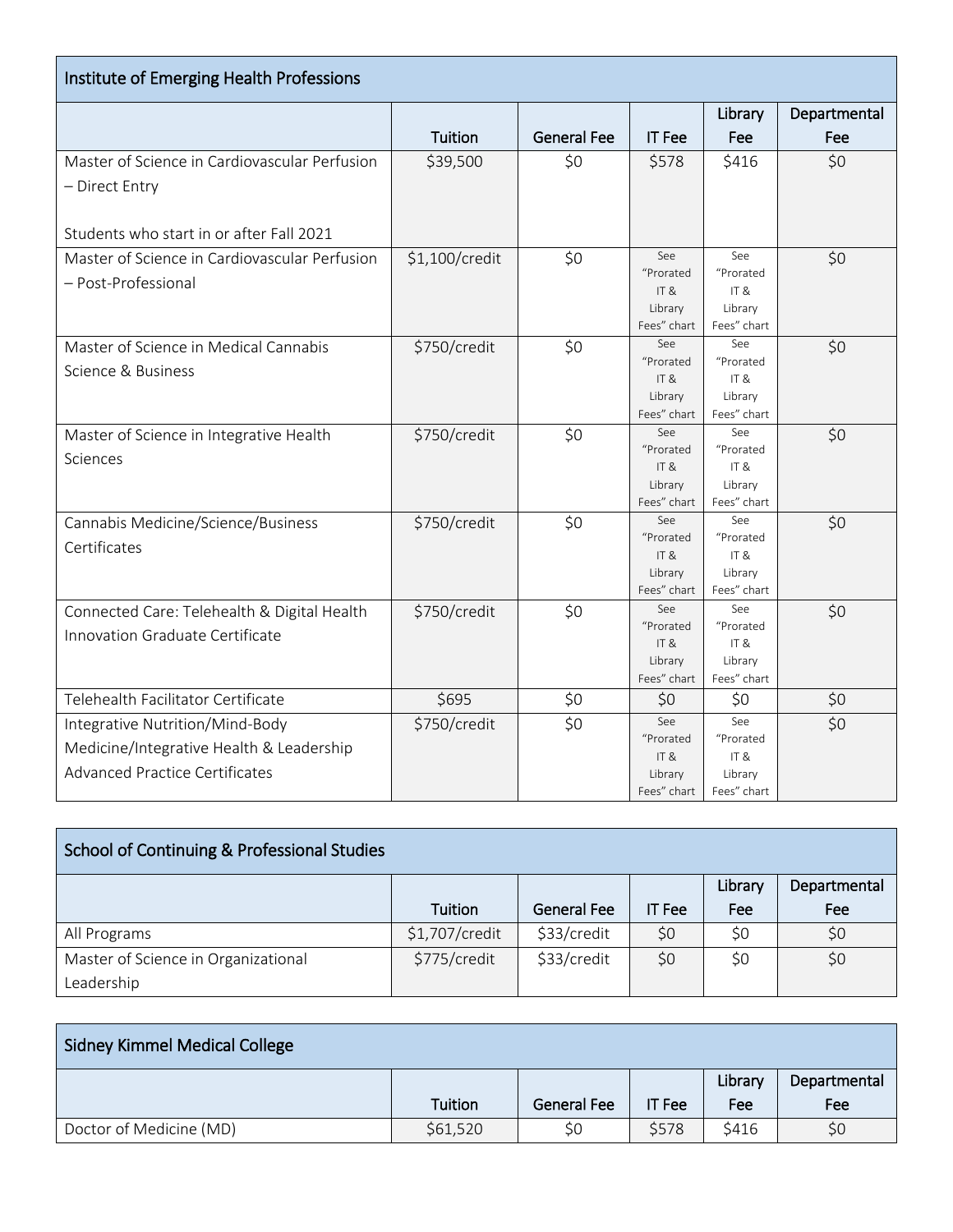| Institute of Emerging Health Professions | | | | | |
|---|---|---|---|---|---|
| | Tuition | General Fee | IT Fee | Library Fee | Departmental Fee |
| Master of Science in Cardiovascular Perfusion – Direct Entry<br><br>Students who start in or after Fall 2021 | $39,500 | $0 | $578 | $416 | $0 |
| Master of Science in Cardiovascular Perfusion – Post-Professional | $1,100/credit | $0 | See “Prorated IT & Library Fees” chart | See “Prorated IT & Library Fees” chart | $0 |
| Master of Science in Medical Cannabis Science & Business | $750/credit | $0 | See “Prorated IT & Library Fees” chart | See “Prorated IT & Library Fees” chart | $0 |
| Master of Science in Integrative Health Sciences | $750/credit | $0 | See “Prorated IT & Library Fees” chart | See “Prorated IT & Library Fees” chart | $0 |
| Cannabis Medicine/Science/Business Certificates | $750/credit | $0 | See “Prorated IT & Library Fees” chart | See “Prorated IT & Library Fees” chart | $0 |
| Connected Care: Telehealth & Digital Health Innovation Graduate Certificate | $750/credit | $0 | See “Prorated IT & Library Fees” chart | See “Prorated IT & Library Fees” chart | $0 |
| Telehealth Facilitator Certificate | $695 | $0 | $0 | $0 | $0 |
| Integrative Nutrition/Mind-Body Medicine/Integrative Health & Leadership Advanced Practice Certificates | $750/credit | $0 | See “Prorated IT & Library Fees” chart | See “Prorated IT & Library Fees” chart | $0 |

| School of Continuing & Professional Studies | | | | | |
|---|---|---|---|---|---|
| | Tuition | General Fee | IT Fee | Library Fee | Departmental Fee |
| All Programs | $1,707/credit | $33/credit | $0 | $0 | $0 |
| Master of Science in Organizational Leadership | $775/credit | $33/credit | $0 | $0 | $0 |

| Sidney Kimmel Medical College | | | | | |
|---|---|---|---|---|---|
| | Tuition | General Fee | IT Fee | Library Fee | Departmental Fee |
| Doctor of Medicine (MD) | $61,520 | $0 | $578 | $416 | $0 |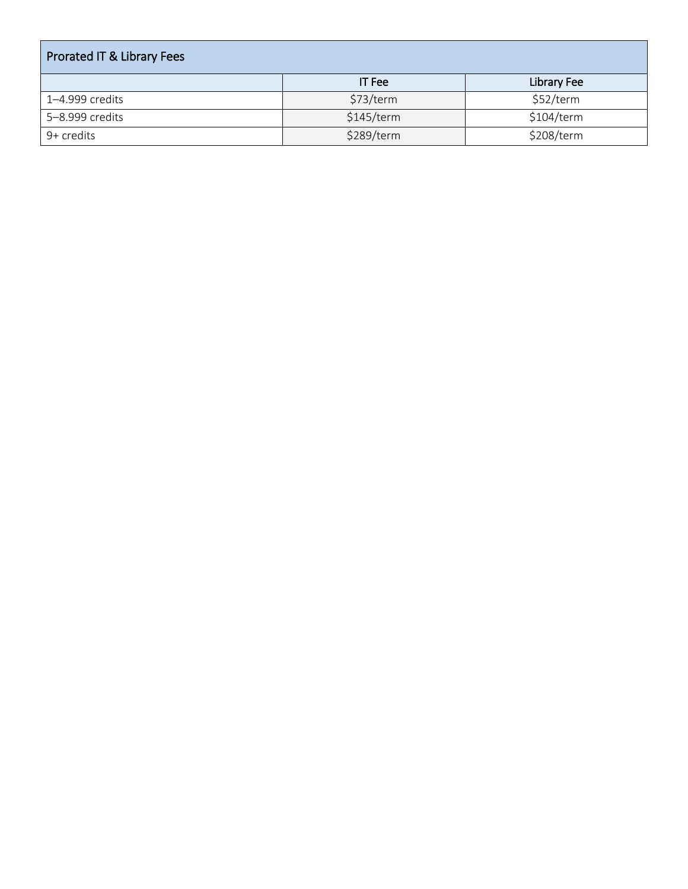| Prorated IT & Library Fees | | |
|---|---|---|
| | IT Fee | Library Fee |
| 1–4.999 credits | $73/term | $52/term |
| 5–8.999 credits | $145/term | $104/term |
| 9+ credits | $289/term | $208/term |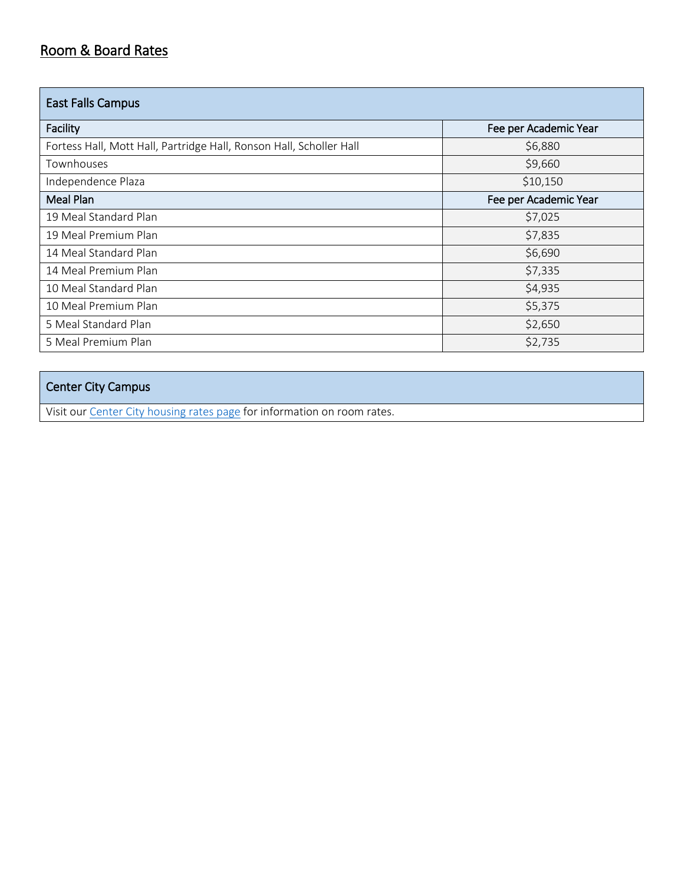## Room & Board Rates

| East Falls Campus | |
| --- | --- |
| **Facility** | **Fee per Academic Year** |
| Fortess Hall, Mott Hall, Partridge Hall, Ronson Hall, Scholler Hall | $6,880 |
| Townhouses | $9,660 |
| Independence Plaza | $10,150 |
| **Meal Plan** | **Fee per Academic Year** |
| 19 Meal Standard Plan | $7,025 |
| 19 Meal Premium Plan | $7,835 |
| 14 Meal Standard Plan | $6,690 |
| 14 Meal Premium Plan | $7,335 |
| 10 Meal Standard Plan | $4,935 |
| 10 Meal Premium Plan | $5,375 |
| 5 Meal Standard Plan | $2,650 |
| 5 Meal Premium Plan | $2,735 |

| Center City Campus |
| --- |
| Visit our Center City housing rates page for information on room rates. |